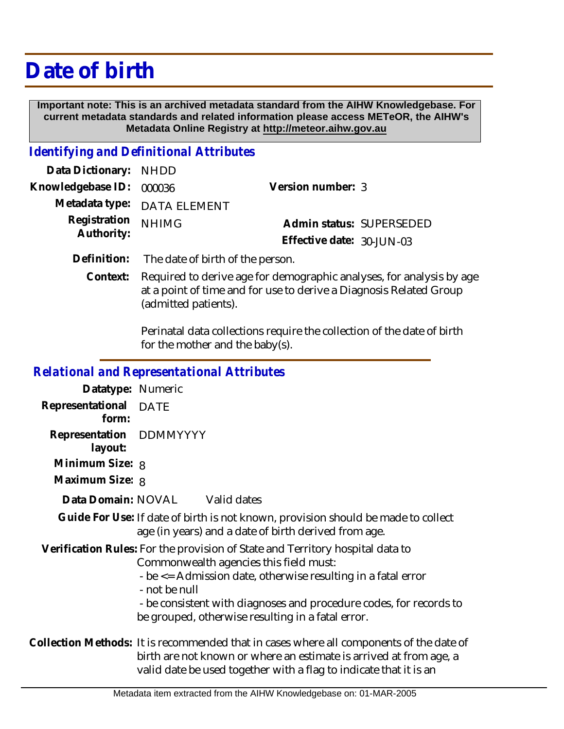# Date of birth

**Important note: This is an archived metadata standard from the AIHW Knowledgebase. For current metadata standards and related information please access METeOR, the AIHW's Metadata Online Registry at http://meteor.aihw.gov.au**

## *Identifying and Definitional Attributes*

**Data Dictionary:** NHDD

**Knowledgebase ID:** 000036 **Version number:** 3

**Metadata type:** DATA ELEMENT

**Registration Authority:** NHIMG **Admin status:** SUPERSEDED

**Effective date:** 30-JUN-03

**Definition:** The date of birth of the person.

**Context:** Required to derive age for demographic analyses, for analysis by age at a point of time and for use to derive a Diagnosis Related Group (admitted patients).

Perinatal data collections require the collection of the date of birth for the mother and the baby(s).

## *Relational and Representational Attributes*

**Datatype:** Numeric

**Representational form:** DATE

**Representation layout:** DDMMYYYY

**Minimum Size:** 8

**Maximum Size:** 8

**Data Domain:** NOVAL Valid dates

**Guide For Use:** If date of birth is not known, provision should be made to collect age (in years) and a date of birth derived from age.

**Verification Rules:** For the provision of State and Territory hospital data to Commonwealth agencies this field must:
- be <= Admission date, otherwise resulting in a fatal error
- not be null
- be consistent with diagnoses and procedure codes, for records to be grouped, otherwise resulting in a fatal error.

**Collection Methods:** It is recommended that in cases where all components of the date of birth are not known or where an estimate is arrived at from age, a valid date be used together with a flag to indicate that it is an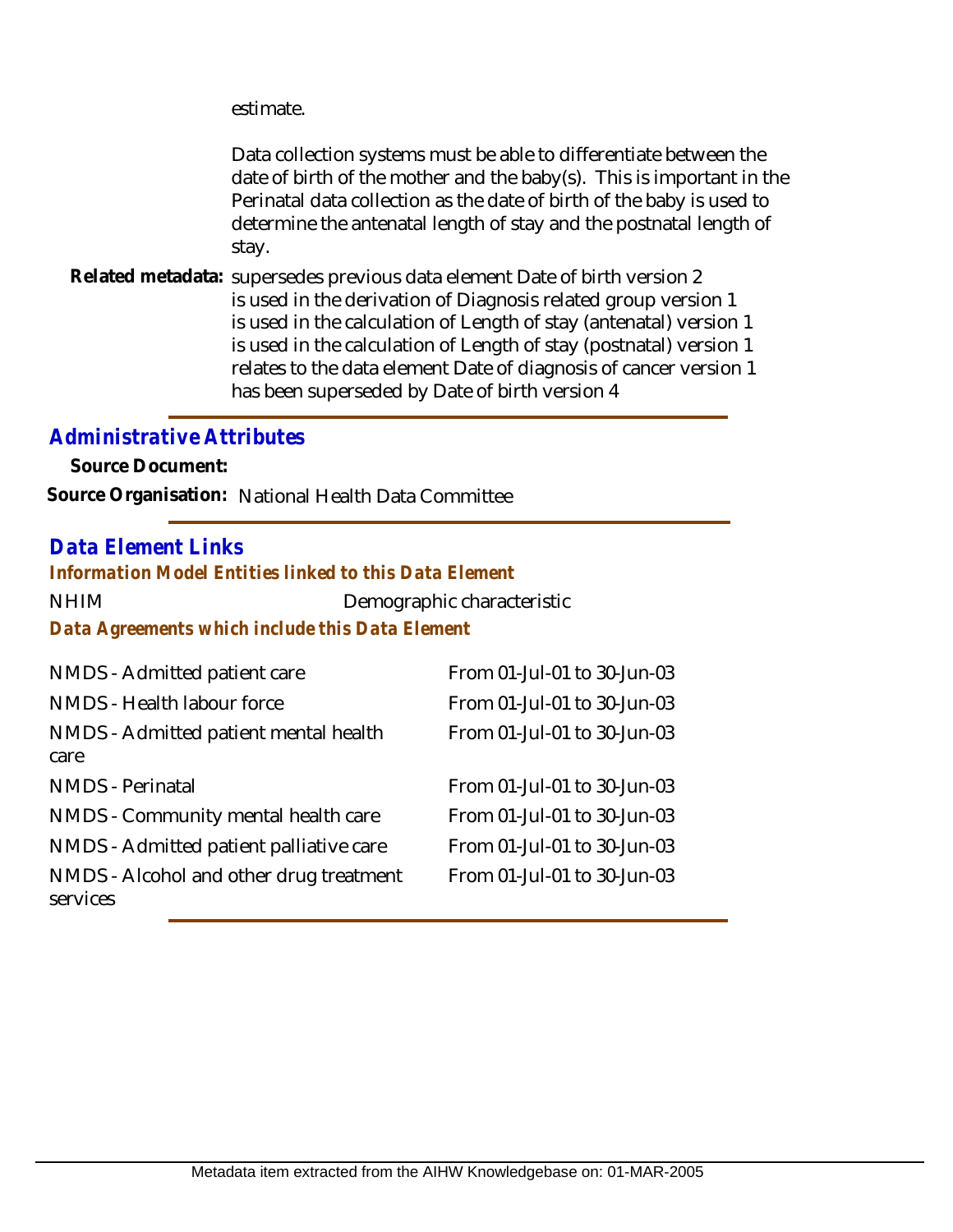estimate.

Data collection systems must be able to differentiate between the date of birth of the mother and the baby(s). This is important in the Perinatal data collection as the date of birth of the baby is used to determine the antenatal length of stay and the postnatal length of stay.

**Related metadata:** supersedes previous data element Date of birth version 2
is used in the derivation of Diagnosis related group version 1
is used in the calculation of Length of stay (antenatal) version 1
is used in the calculation of Length of stay (postnatal) version 1
relates to the data element Date of diagnosis of cancer version 1
has been superseded by Date of birth version 4

## Administrative Attributes

**Source Document:**

**Source Organisation:** National Health Data Committee

## Data Element Links

### Information Model Entities linked to this Data Element

| | |
|---|---|
| NHIM | Demographic characteristic |

### Data Agreements which include this Data Element

| | |
|---|---|
| NMDS - Admitted patient care | From 01-Jul-01 to 30-Jun-03 |
| NMDS - Health labour force | From 01-Jul-01 to 30-Jun-03 |
| NMDS - Admitted patient mental health care | From 01-Jul-01 to 30-Jun-03 |
| NMDS - Perinatal | From 01-Jul-01 to 30-Jun-03 |
| NMDS - Community mental health care | From 01-Jul-01 to 30-Jun-03 |
| NMDS - Admitted patient palliative care | From 01-Jul-01 to 30-Jun-03 |
| NMDS - Alcohol and other drug treatment services | From 01-Jul-01 to 30-Jun-03 |